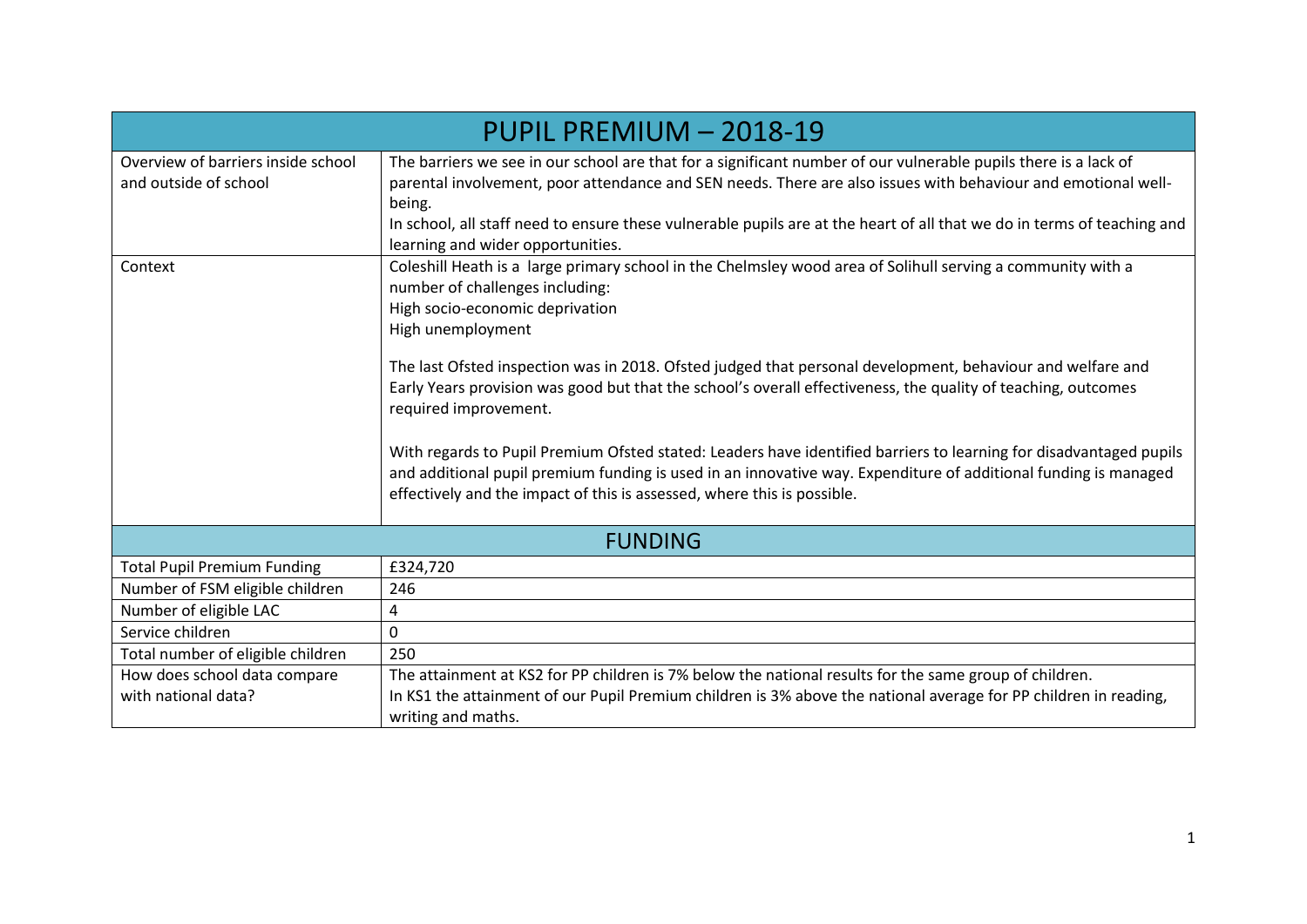| PUPIL PREMIUM – 2018-19 | |
|---|---|
| Overview of barriers inside school and outside of school | The barriers we see in our school are that for a significant number of our vulnerable pupils there is a lack of parental involvement, poor attendance and SEN needs. There are also issues with behaviour and emotional well-being.<br>In school, all staff need to ensure these vulnerable pupils are at the heart of all that we do in terms of teaching and learning and wider opportunities. |
| Context | Coleshill Heath is a large primary school in the Chelmsley wood area of Solihull serving a community with a number of challenges including:<br>High socio-economic deprivation<br>High unemployment<br><br>The last Ofsted inspection was in 2018. Ofsted judged that personal development, behaviour and welfare and Early Years provision was good but that the school's overall effectiveness, the quality of teaching, outcomes required improvement.<br><br>With regards to Pupil Premium Ofsted stated: Leaders have identified barriers to learning for disadvantaged pupils and additional pupil premium funding is used in an innovative way. Expenditure of additional funding is managed effectively and the impact of this is assessed, where this is possible. |
| **FUNDING** | |
| Total Pupil Premium Funding | £324,720 |
| Number of FSM eligible children | 246 |
| Number of eligible LAC | 4 |
| Service children | 0 |
| Total number of eligible children | 250 |
| How does school data compare with national data? | The attainment at KS2 for PP children is 7% below the national results for the same group of children.<br>In KS1 the attainment of our Pupil Premium children is 3% above the national average for PP children in reading, writing and maths. |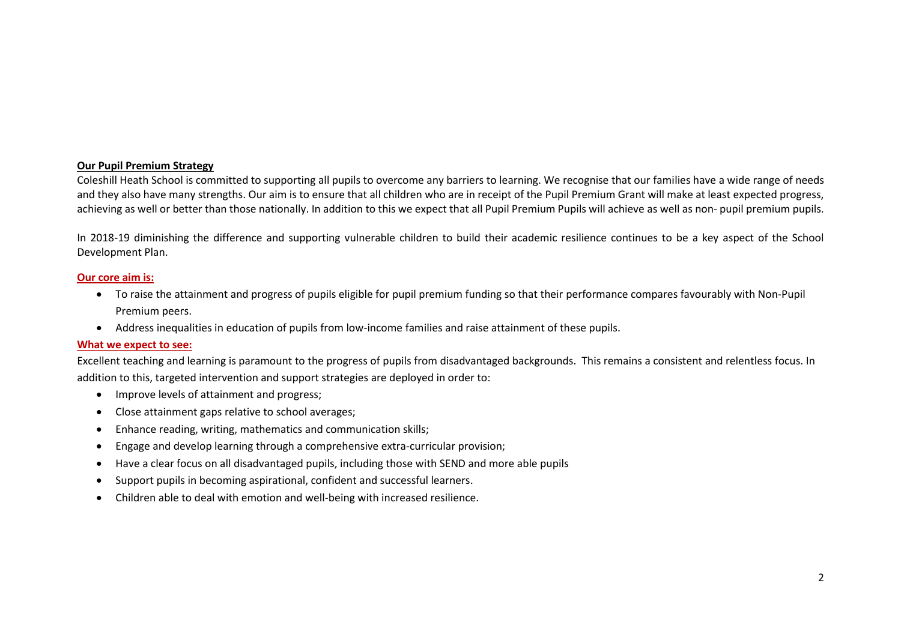## Our Pupil Premium Strategy

Coleshill Heath School is committed to supporting all pupils to overcome any barriers to learning. We recognise that our families have a wide range of needs and they also have many strengths. Our aim is to ensure that all children who are in receipt of the Pupil Premium Grant will make at least expected progress, achieving as well or better than those nationally. In addition to this we expect that all Pupil Premium Pupils will achieve as well as non- pupil premium pupils.

In 2018-19 diminishing the difference and supporting vulnerable children to build their academic resilience continues to be a key aspect of the School Development Plan.

### Our core aim is:

- To raise the attainment and progress of pupils eligible for pupil premium funding so that their performance compares favourably with Non-Pupil Premium peers.
- Address inequalities in education of pupils from low-income families and raise attainment of these pupils.

### What we expect to see:

Excellent teaching and learning is paramount to the progress of pupils from disadvantaged backgrounds. This remains a consistent and relentless focus. In addition to this, targeted intervention and support strategies are deployed in order to:

- Improve levels of attainment and progress;
- Close attainment gaps relative to school averages;
- Enhance reading, writing, mathematics and communication skills;
- Engage and develop learning through a comprehensive extra-curricular provision;
- Have a clear focus on all disadvantaged pupils, including those with SEND and more able pupils
- Support pupils in becoming aspirational, confident and successful learners.
- Children able to deal with emotion and well-being with increased resilience.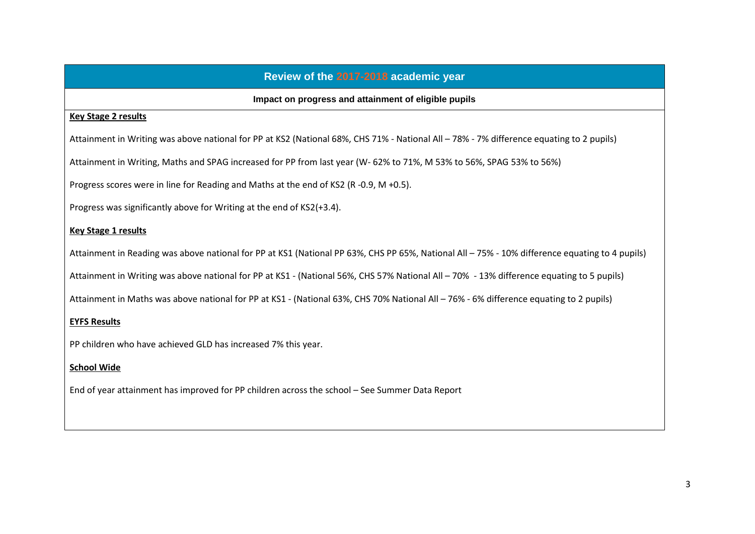## Review of the 2017-2018 academic year

**Impact on progress and attainment of eligible pupils**

**Key Stage 2 results**

Attainment in Writing was above national for PP at KS2 (National 68%, CHS 71% - National All – 78% - 7% difference equating to 2 pupils)

Attainment in Writing, Maths and SPAG increased for PP from last year (W- 62% to 71%, M 53% to 56%, SPAG 53% to 56%)

Progress scores were in line for Reading and Maths at the end of KS2 (R -0.9, M +0.5).

Progress was significantly above for Writing at the end of KS2(+3.4).

**Key Stage 1 results**

Attainment in Reading was above national for PP at KS1 (National PP 63%, CHS PP 65%, National All – 75% - 10% difference equating to 4 pupils)

Attainment in Writing was above national for PP at KS1 - (National 56%, CHS 57% National All – 70% - 13% difference equating to 5 pupils)

Attainment in Maths was above national for PP at KS1 - (National 63%, CHS 70% National All – 76% - 6% difference equating to 2 pupils)

**EYFS Results**

PP children who have achieved GLD has increased 7% this year.

**School Wide**

End of year attainment has improved for PP children across the school – See Summer Data Report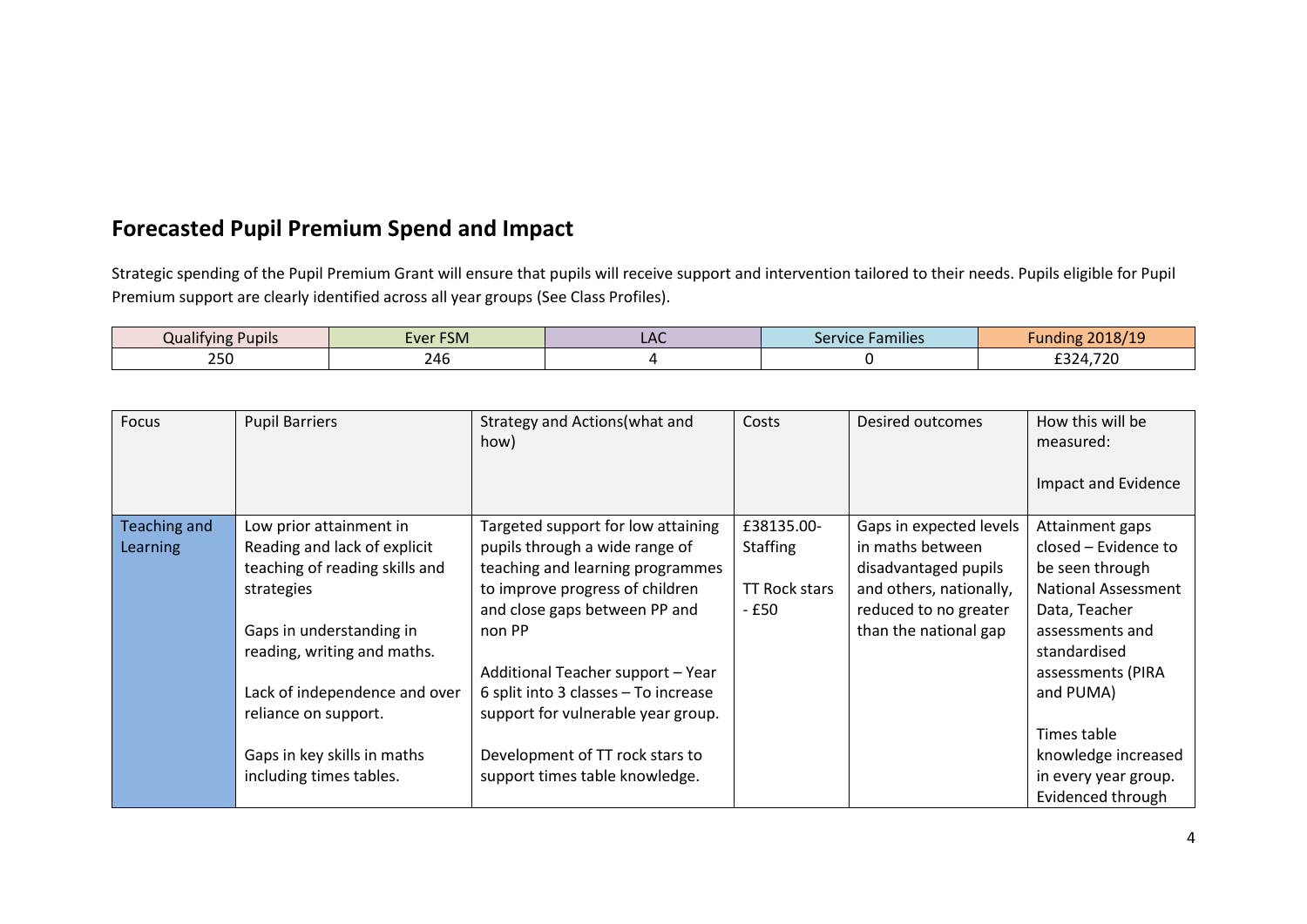## Forecasted Pupil Premium Spend and Impact

Strategic spending of the Pupil Premium Grant will ensure that pupils will receive support and intervention tailored to their needs. Pupils eligible for Pupil Premium support are clearly identified across all year groups (See Class Profiles).

| Qualifying Pupils | Ever FSM | LAC | Service Families | Funding 2018/19 |
|---|---|---|---|---|
| 250 | 246 | 4 | 0 | £324,720 |

| Focus | Pupil Barriers | Strategy and Actions(what and how) | Costs | Desired outcomes | How this will be measured:<br><br>Impact and Evidence |
|---|---|---|---|---|---|
| Teaching and Learning | Low prior attainment in Reading and lack of explicit teaching of reading skills and strategies<br><br>Gaps in understanding in reading, writing and maths.<br><br>Lack of independence and over reliance on support.<br><br>Gaps in key skills in maths including times tables. | Targeted support for low attaining pupils through a wide range of teaching and learning programmes to improve progress of children and close gaps between PP and non PP<br><br>Additional Teacher support – Year 6 split into 3 classes – To increase support for vulnerable year group.<br><br>Development of TT rock stars to support times table knowledge. | £38135.00- Staffing<br><br>TT Rock stars - £50 | Gaps in expected levels in maths between disadvantaged pupils and others, nationally, reduced to no greater than the national gap | Attainment gaps closed – Evidence to be seen through National Assessment Data, Teacher assessments and standardised assessments (PIRA and PUMA)<br><br>Times table knowledge increased in every year group. Evidenced through |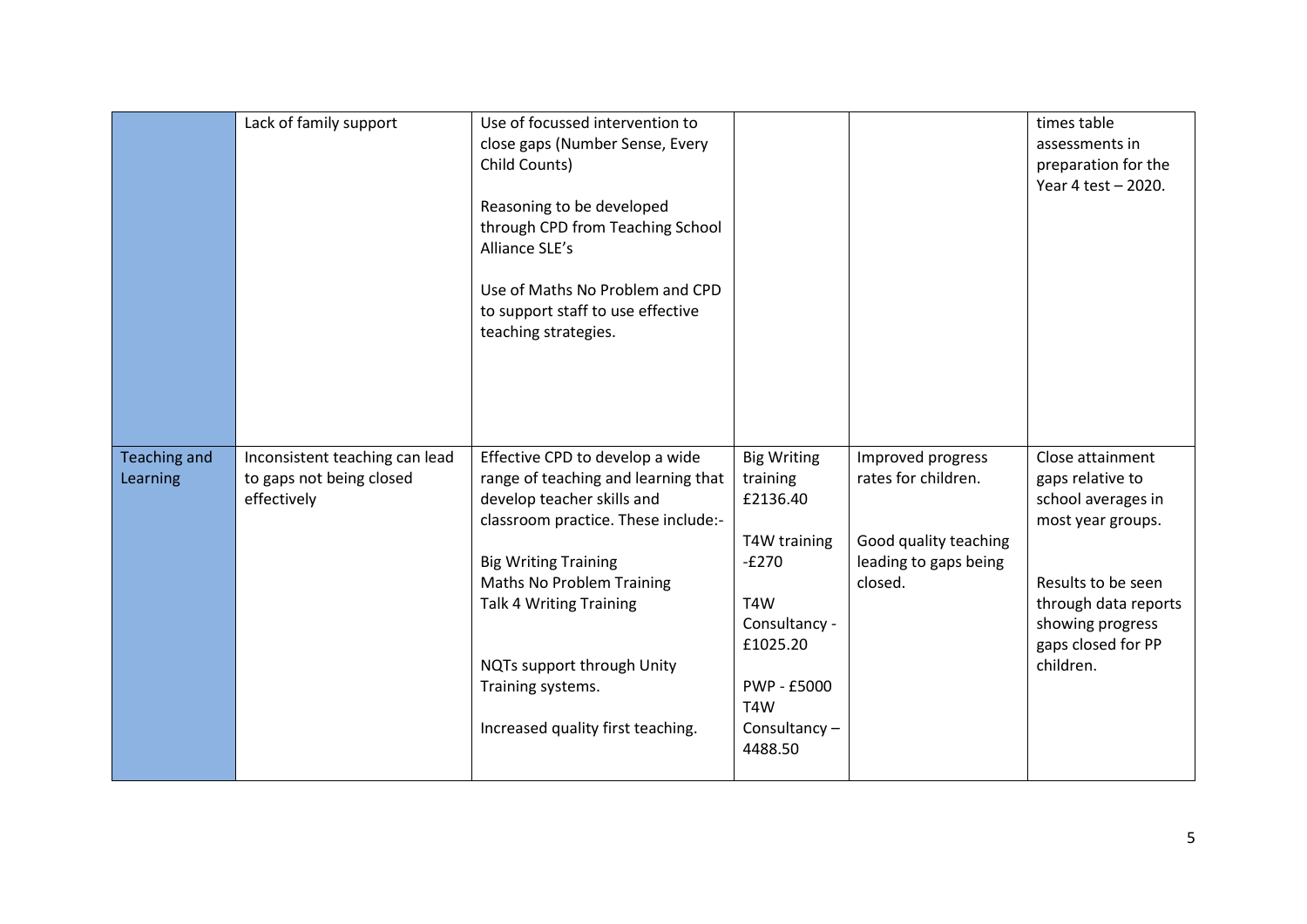| | | | | | |
|---|---|---|---|---|---|
| | Lack of family support | Use of focussed intervention to close gaps (Number Sense, Every Child Counts)<br><br>Reasoning to be developed through CPD from Teaching School Alliance SLE's<br><br>Use of Maths No Problem and CPD to support staff to use effective teaching strategies. | | | times table assessments in preparation for the Year 4 test – 2020. |
| Teaching and Learning | Inconsistent teaching can lead to gaps not being closed effectively | Effective CPD to develop a wide range of teaching and learning that develop teacher skills and classroom practice. These include:-<br><br>Big Writing Training<br>Maths No Problem Training<br>Talk 4 Writing Training<br><br>NQTs support through Unity Training systems.<br><br>Increased quality first teaching. | Big Writing training £2136.40<br><br>T4W training -£270<br><br>T4W Consultancy - £1025.20<br><br>PWP - £5000<br>T4W Consultancy – 4488.50 | Improved progress rates for children.<br><br>Good quality teaching leading to gaps being closed. | Close attainment gaps relative to school averages in most year groups.<br><br>Results to be seen through data reports showing progress gaps closed for PP children. |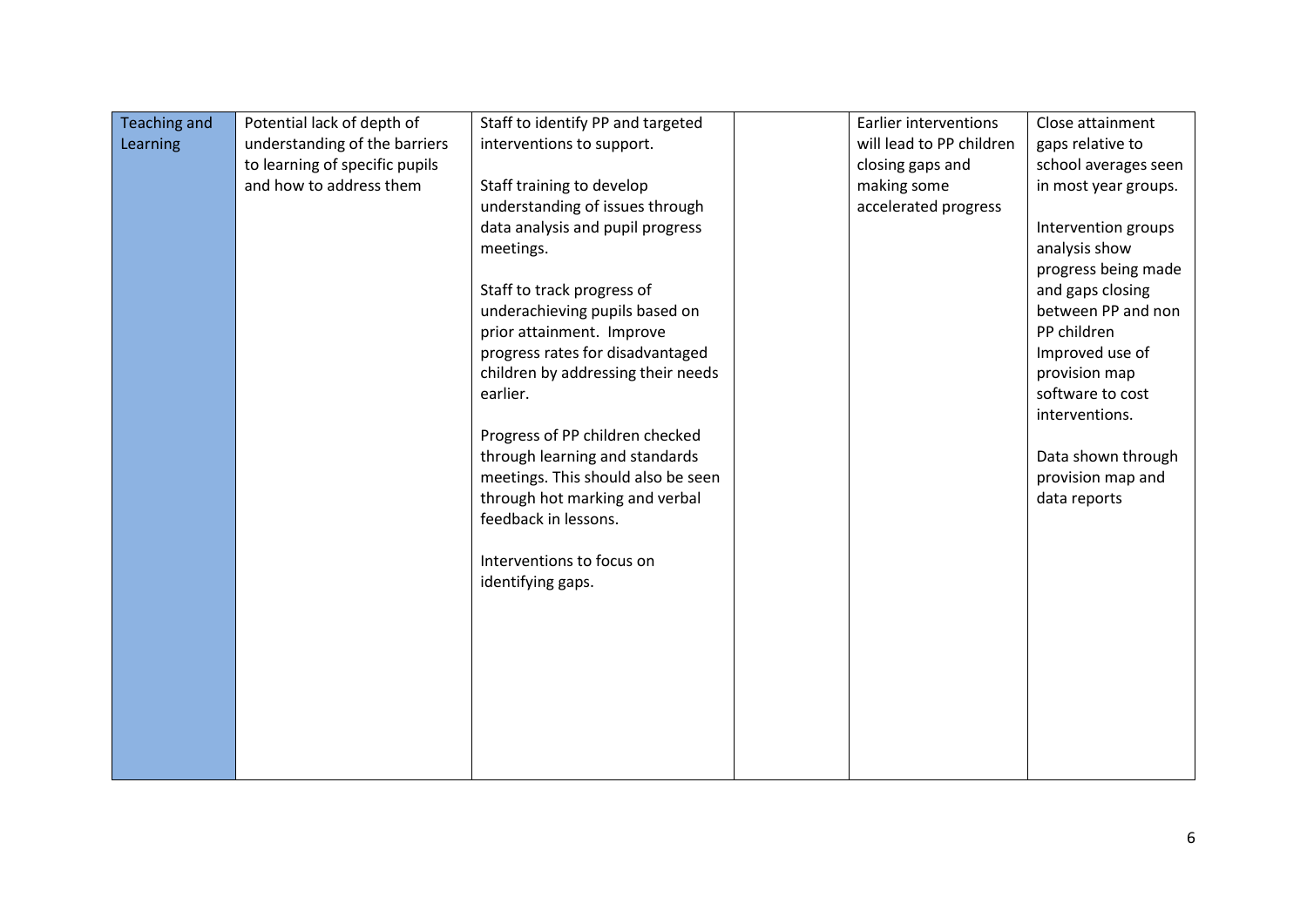| | | | | | |
|---|---|---|---|---|---|
| Teaching and Learning | Potential lack of depth of understanding of the barriers to learning of specific pupils and how to address them | Staff to identify PP and targeted interventions to support.<br><br>Staff training to develop understanding of issues through data analysis and pupil progress meetings.<br><br>Staff to track progress of underachieving pupils based on prior attainment. Improve progress rates for disadvantaged children by addressing their needs earlier.<br><br>Progress of PP children checked through learning and standards meetings. This should also be seen through hot marking and verbal feedback in lessons.<br><br>Interventions to focus on identifying gaps. | | Earlier interventions will lead to PP children closing gaps and making some accelerated progress | Close attainment gaps relative to school averages seen in most year groups.<br><br>Intervention groups analysis show progress being made and gaps closing between PP and non PP children Improved use of provision map software to cost interventions.<br><br>Data shown through provision map and data reports |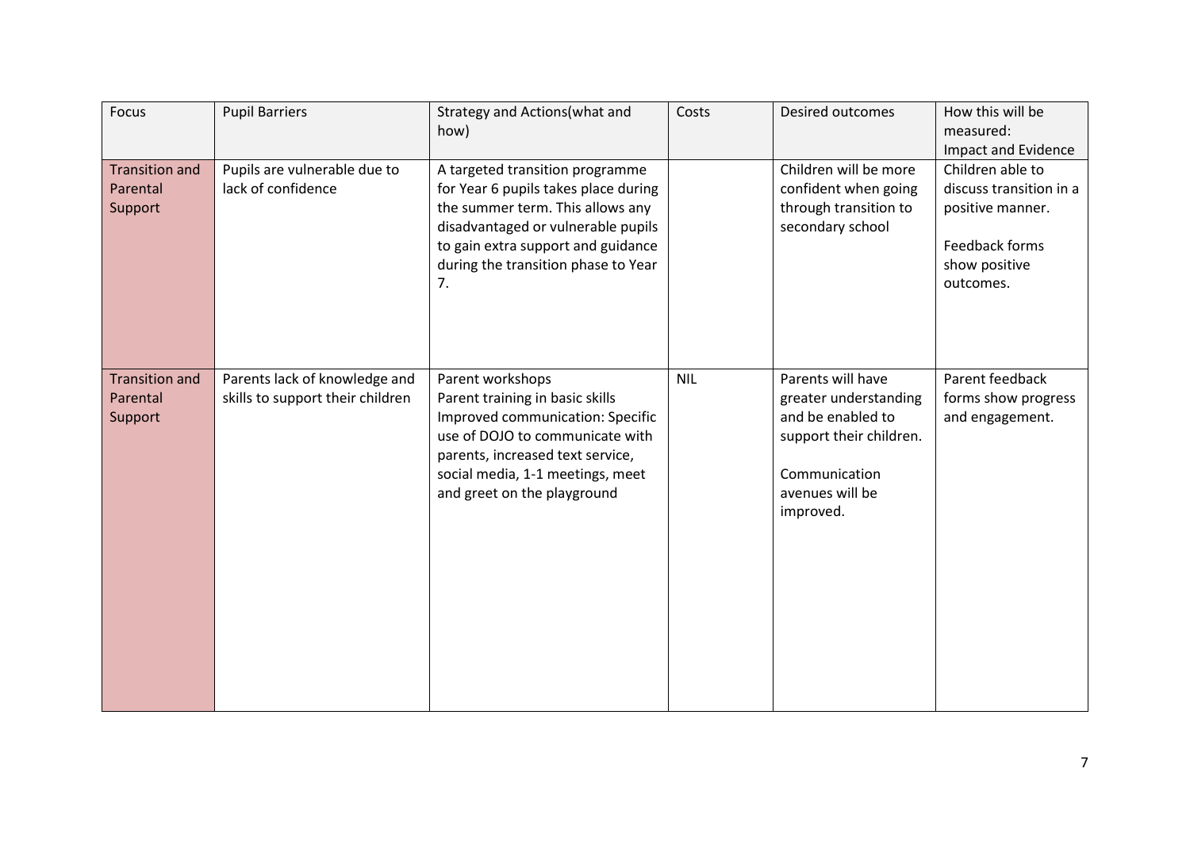| Focus | Pupil Barriers | Strategy and Actions(what and how) | Costs | Desired outcomes | How this will be measured: Impact and Evidence |
|---|---|---|---|---|---|
| Transition and Parental Support | Pupils are vulnerable due to lack of confidence | A targeted transition programme for Year 6 pupils takes place during the summer term. This allows any disadvantaged or vulnerable pupils to gain extra support and guidance during the transition phase to Year 7. | | Children will be more confident when going through transition to secondary school | Children able to discuss transition in a positive manner.<br><br>Feedback forms show positive outcomes. |
| Transition and Parental Support | Parents lack of knowledge and skills to support their children | Parent workshops<br>Parent training in basic skills<br>Improved communication: Specific use of DOJO to communicate with parents, increased text service, social media, 1-1 meetings, meet and greet on the playground | NIL | Parents will have greater understanding and be enabled to support their children.<br><br>Communication avenues will be improved. | Parent feedback forms show progress and engagement. |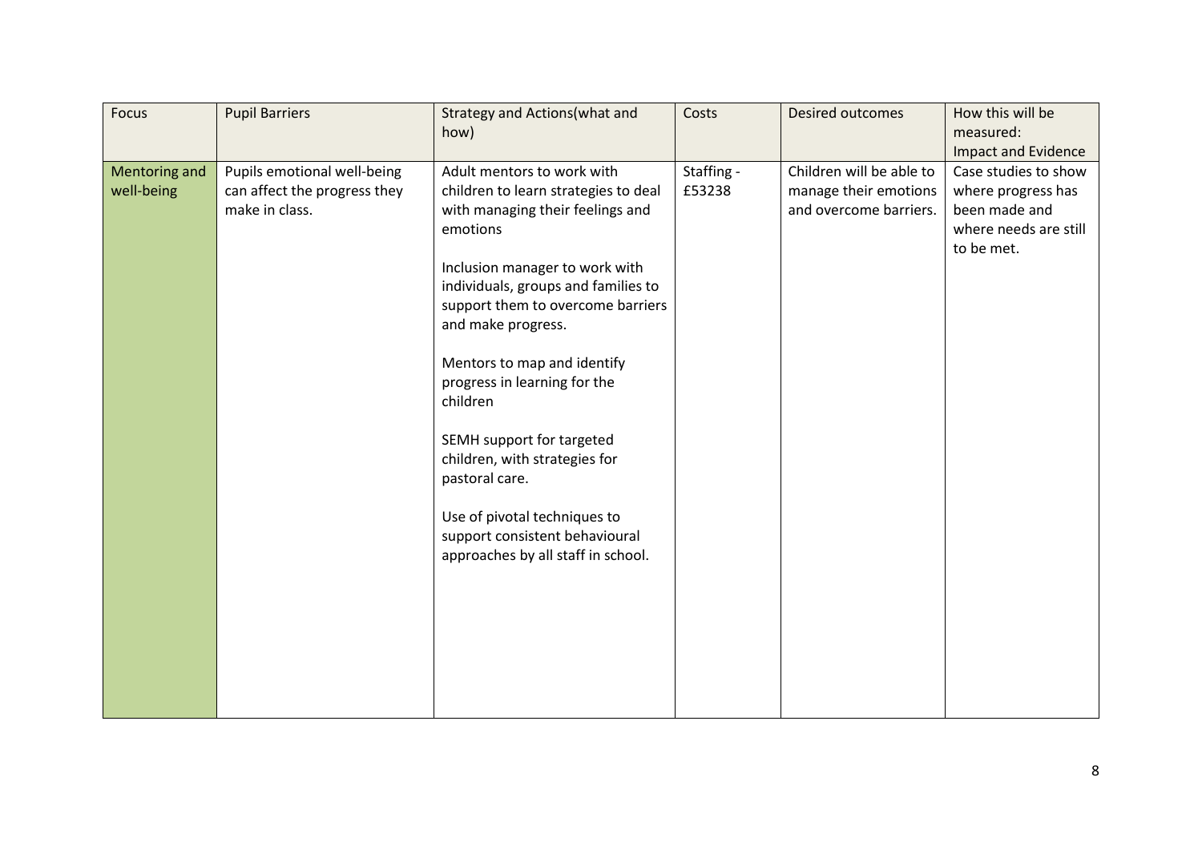| Focus | Pupil Barriers | Strategy and Actions(what and how) | Costs | Desired outcomes | How this will be measured: Impact and Evidence |
|---|---|---|---|---|---|
| Mentoring and well-being | Pupils emotional well-being can affect the progress they make in class. | Adult mentors to work with children to learn strategies to deal with managing their feelings and emotions<br><br>Inclusion manager to work with individuals, groups and families to support them to overcome barriers and make progress.<br><br>Mentors to map and identify progress in learning for the children<br><br>SEMH support for targeted children, with strategies for pastoral care.<br><br>Use of pivotal techniques to support consistent behavioural approaches by all staff in school. | Staffing - £53238 | Children will be able to manage their emotions and overcome barriers. | Case studies to show where progress has been made and where needs are still to be met. |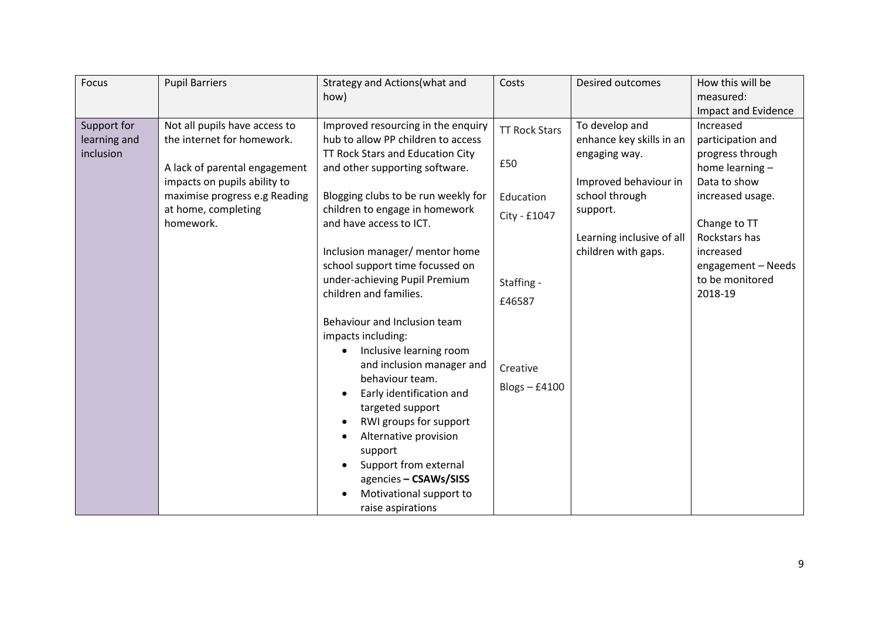| Focus | Pupil Barriers | Strategy and Actions(what and how) | Costs | Desired outcomes | How this will be measured: Impact and Evidence |
|---|---|---|---|---|---|
| Support for learning and inclusion | Not all pupils have access to the internet for homework.<br><br>A lack of parental engagement impacts on pupils ability to maximise progress e.g Reading at home, completing homework. | Improved resourcing in the enquiry hub to allow PP children to access TT Rock Stars and Education City and other supporting software.<br><br>Blogging clubs to be run weekly for children to engage in homework and have access to ICT.<br><br>Inclusion manager/ mentor home school support time focussed on under-achieving Pupil Premium children and families.<br><br>Behaviour and Inclusion team impacts including:<br>• Inclusive learning room and inclusion manager and behaviour team.<br>• Early identification and targeted support<br>• RWI groups for support<br>• Alternative provision support<br>• Support from external agencies **– CSAWs/SISS**<br>• Motivational support to raise aspirations | TT Rock Stars<br><br>£50<br><br>Education City - £1047<br><br>Staffing - £46587<br><br>Creative Blogs – £4100 | To develop and enhance key skills in an engaging way.<br><br>Improved behaviour in school through support.<br><br>Learning inclusive of all children with gaps. | Increased participation and progress through home learning – Data to show increased usage.<br><br>Change to TT Rockstars has increased engagement – Needs to be monitored 2018-19 |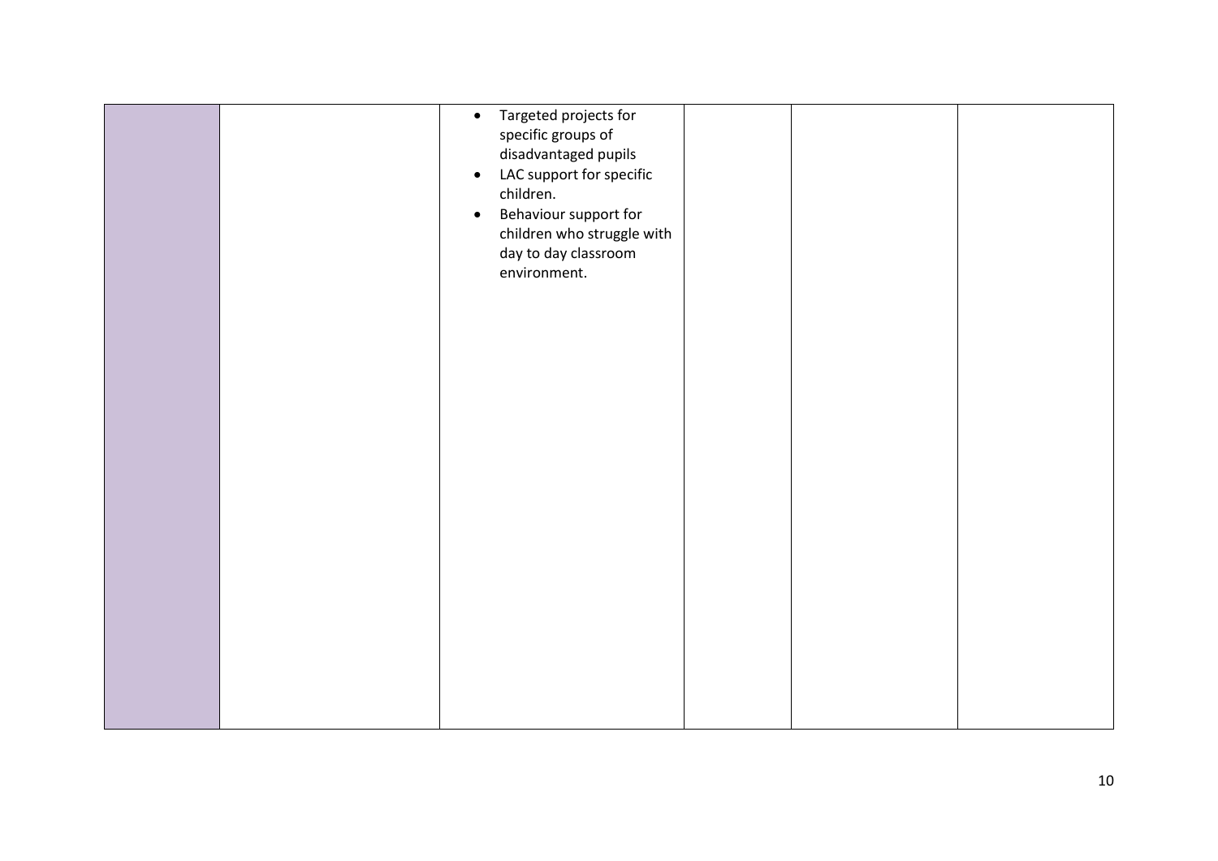|  |  |  |  |  |  |
|---|---|---|---|---|---|
|  |  | • Targeted projects for specific groups of disadvantaged pupils<br>• LAC support for specific children.<br>• Behaviour support for children who struggle with day to day classroom environment. |  |  |  |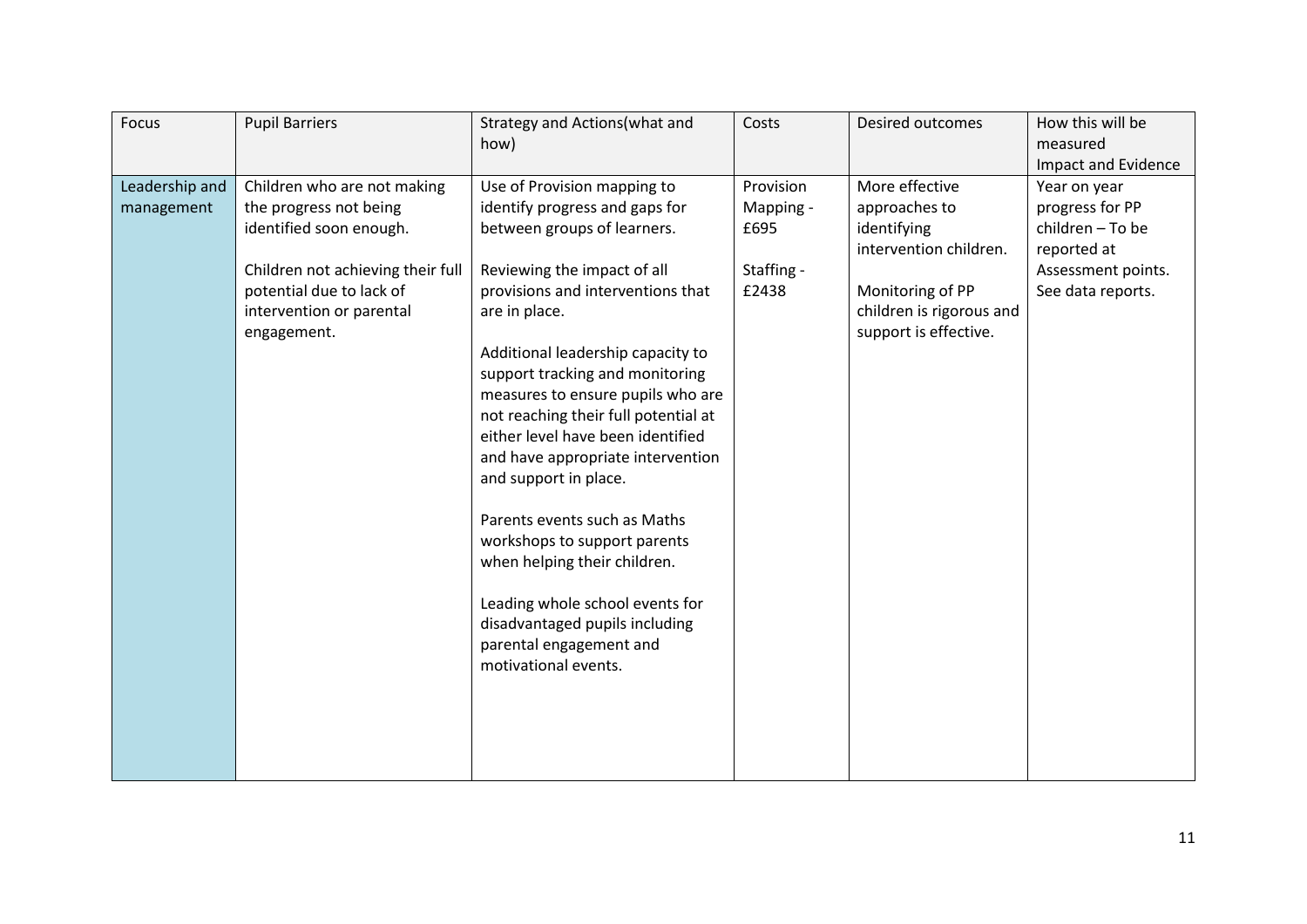| Focus | Pupil Barriers | Strategy and Actions(what and how) | Costs | Desired outcomes | How this will be measured Impact and Evidence |
|---|---|---|---|---|---|
| Leadership and management | Children who are not making the progress not being identified soon enough.<br><br>Children not achieving their full potential due to lack of intervention or parental engagement. | Use of Provision mapping to identify progress and gaps for between groups of learners.<br><br>Reviewing the impact of all provisions and interventions that are in place.<br><br>Additional leadership capacity to support tracking and monitoring measures to ensure pupils who are not reaching their full potential at either level have been identified and have appropriate intervention and support in place.<br><br>Parents events such as Maths workshops to support parents when helping their children.<br><br>Leading whole school events for disadvantaged pupils including parental engagement and motivational events. | Provision Mapping - £695<br><br>Staffing - £2438 | More effective approaches to identifying intervention children.<br><br>Monitoring of PP children is rigorous and support is effective. | Year on year progress for PP children – To be reported at Assessment points. See data reports. |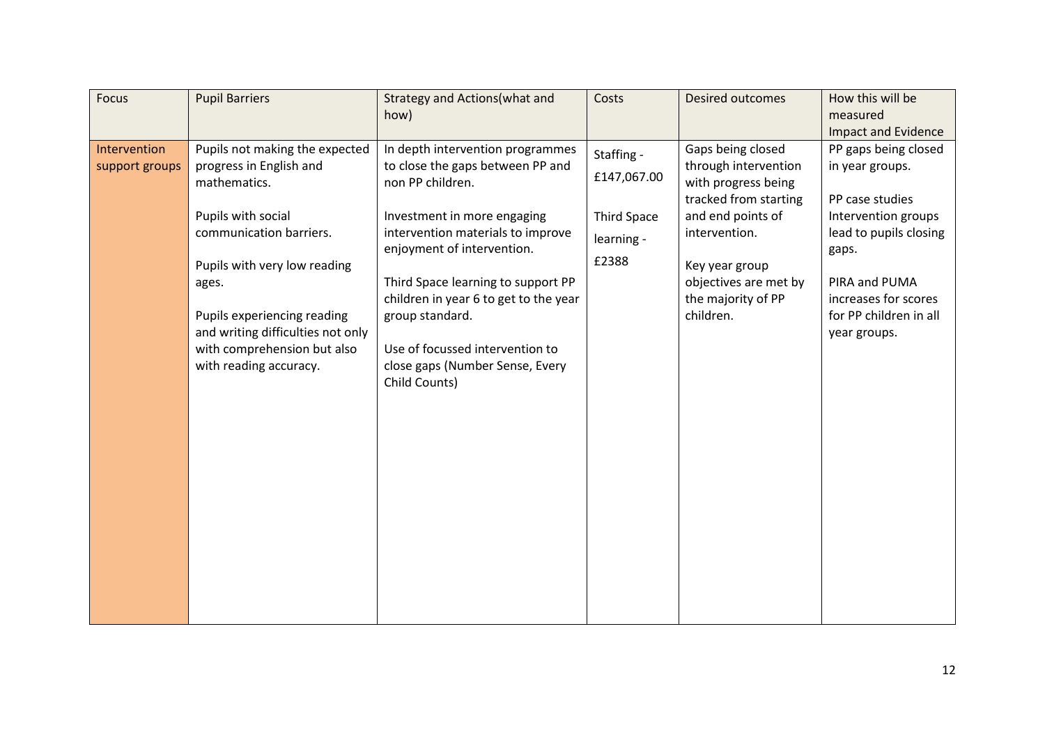| Focus | Pupil Barriers | Strategy and Actions(what and how) | Costs | Desired outcomes | How this will be measured Impact and Evidence |
|---|---|---|---|---|---|
| Intervention support groups | Pupils not making the expected progress in English and mathematics.<br><br>Pupils with social communication barriers.<br><br>Pupils with very low reading ages.<br><br>Pupils experiencing reading and writing difficulties not only with comprehension but also with reading accuracy. | In depth intervention programmes to close the gaps between PP and non PP children.<br><br>Investment in more engaging intervention materials to improve enjoyment of intervention.<br><br>Third Space learning to support PP children in year 6 to get to the year group standard.<br><br>Use of focussed intervention to close gaps (Number Sense, Every Child Counts) | Staffing - £147,067.00<br><br>Third Space learning - £2388 | Gaps being closed through intervention with progress being tracked from starting and end points of intervention.<br><br>Key year group objectives are met by the majority of PP children. | PP gaps being closed in year groups.<br><br>PP case studies Intervention groups lead to pupils closing gaps.<br><br>PIRA and PUMA increases for scores for PP children in all year groups. |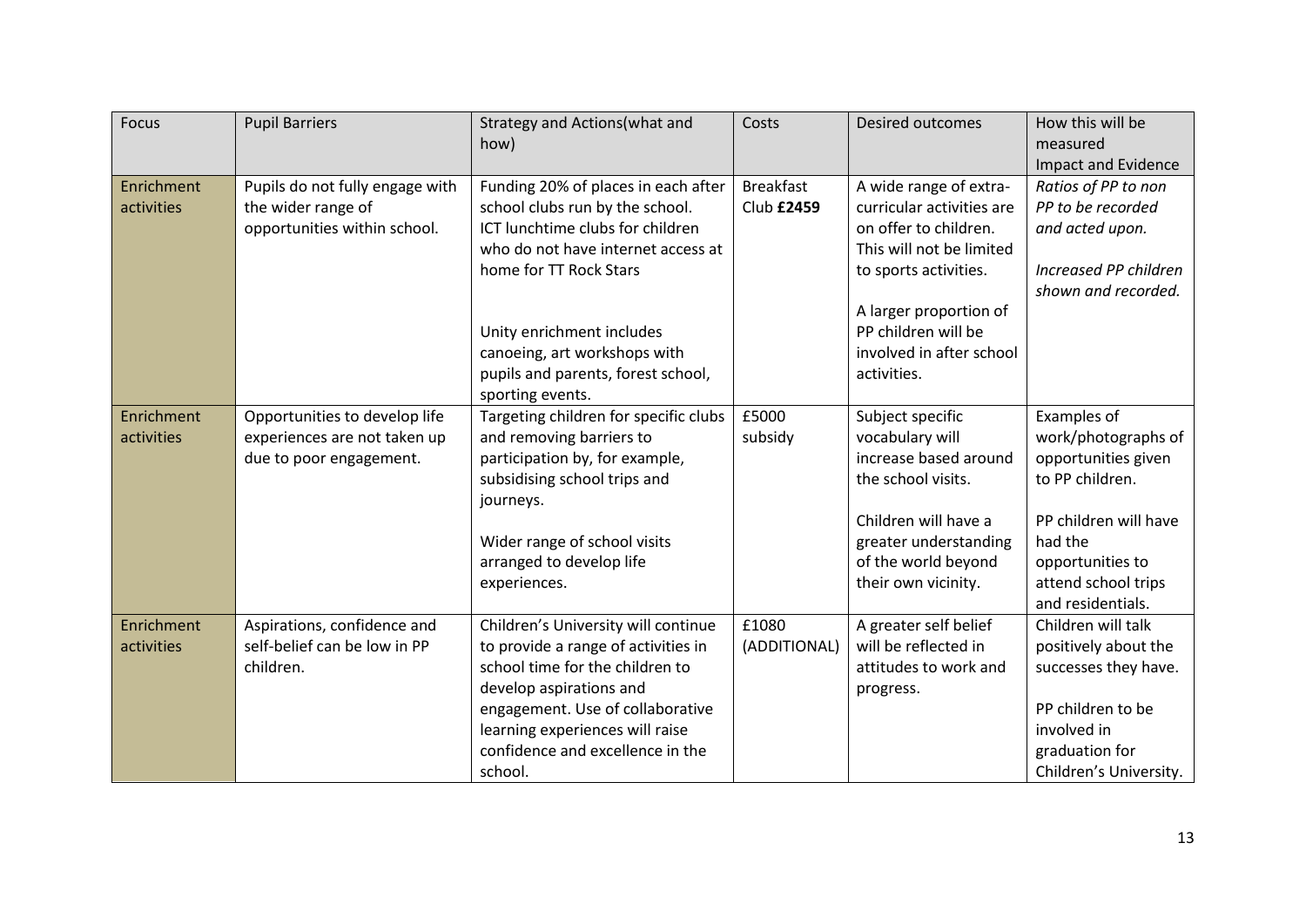| Focus | Pupil Barriers | Strategy and Actions(what and how) | Costs | Desired outcomes | How this will be measured Impact and Evidence |
|---|---|---|---|---|---|
| Enrichment activities | Pupils do not fully engage with the wider range of opportunities within school. | Funding 20% of places in each after school clubs run by the school. ICT lunchtime clubs for children who do not have internet access at home for TT Rock Stars<br><br>Unity enrichment includes canoeing, art workshops with pupils and parents, forest school, sporting events. | Breakfast Club **£2459** | A wide range of extra-curricular activities are on offer to children. This will not be limited to sports activities.<br><br>A larger proportion of PP children will be involved in after school activities. | *Ratios of PP to non PP to be recorded and acted upon.*<br><br>*Increased PP children shown and recorded.* |
| Enrichment activities | Opportunities to develop life experiences are not taken up due to poor engagement. | Targeting children for specific clubs and removing barriers to participation by, for example, subsidising school trips and journeys.<br><br>Wider range of school visits arranged to develop life experiences. | £5000 subsidy | Subject specific vocabulary will increase based around the school visits.<br><br>Children will have a greater understanding of the world beyond their own vicinity. | Examples of work/photographs of opportunities given to PP children.<br><br>PP children will have had the opportunities to attend school trips and residentials. |
| Enrichment activities | Aspirations, confidence and self-belief can be low in PP children. | Children's University will continue to provide a range of activities in school time for the children to develop aspirations and engagement. Use of collaborative learning experiences will raise confidence and excellence in the school. | £1080 (ADDITIONAL) | A greater self belief will be reflected in attitudes to work and progress. | Children will talk positively about the successes they have.<br><br>PP children to be involved in graduation for Children's University. |